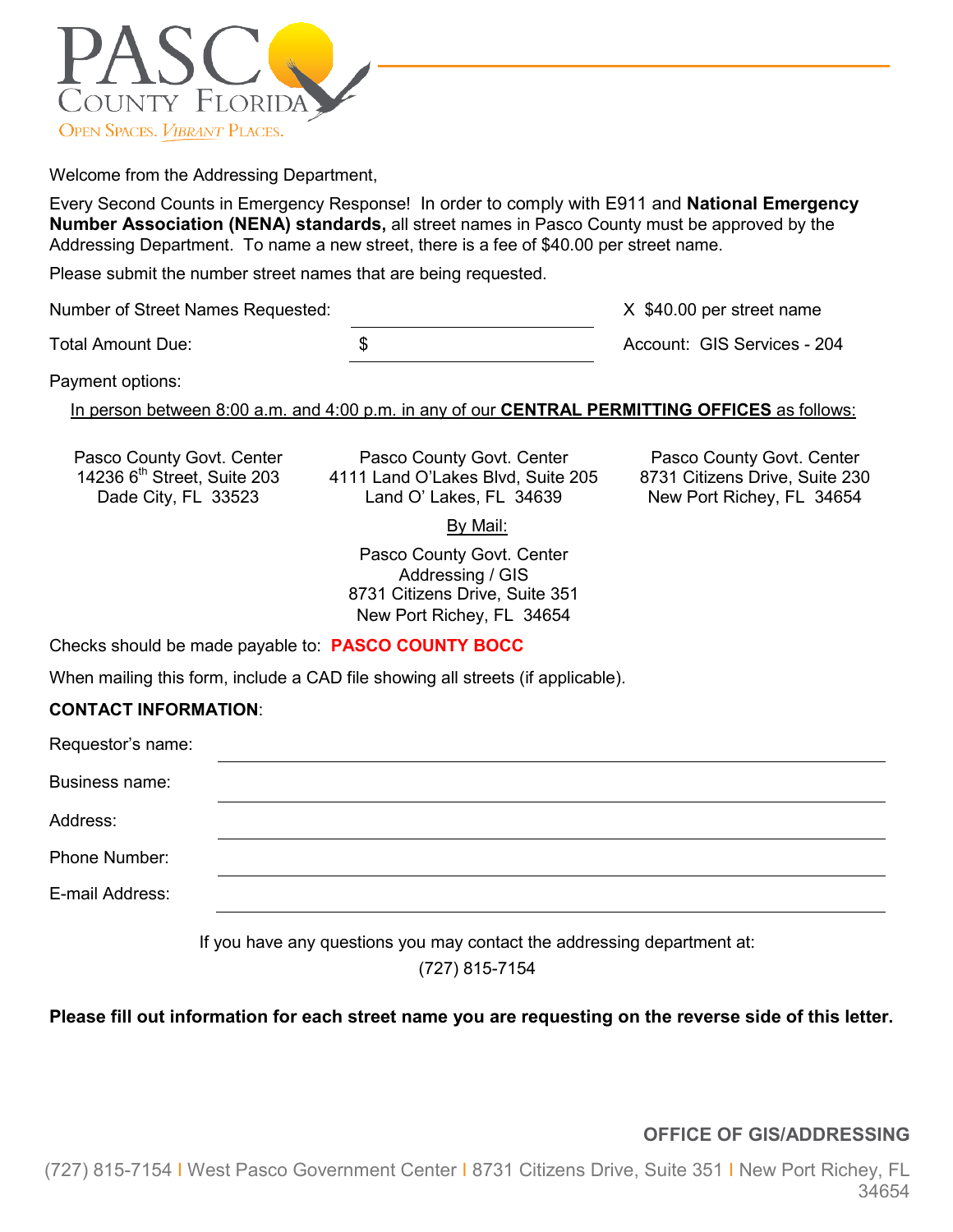PASCO COUNTY FLORIDA

OPEN SPACES. *VIBRANT* PLACES.

Welcome from the Addressing Department,

Every Second Counts in Emergency Response! In order to comply with E911 and **National Emergency Number Association (NENA) standards,** all street names in Pasco County must be approved by the Addressing Department. To name a new street, there is a fee of $40.00 per street name.

Please submit the number street names that are being requested.

Number of Street Names Requested: ______________________ X $40.00 per street name

Total Amount Due: $ ______________________ Account: GIS Services - 204

Payment options:

In person between 8:00 a.m. and 4:00 p.m. in any of our **CENTRAL PERMITTING OFFICES** as follows:

Pasco County Govt. Center
14236 6th Street, Suite 203
Dade City, FL 33523

Pasco County Govt. Center
4111 Land O'Lakes Blvd, Suite 205
Land O' Lakes, FL 34639

Pasco County Govt. Center
8731 Citizens Drive, Suite 230
New Port Richey, FL 34654

By Mail:

Pasco County Govt. Center
Addressing / GIS
8731 Citizens Drive, Suite 351
New Port Richey, FL 34654

Checks should be made payable to: **PASCO COUNTY BOCC**

When mailing this form, include a CAD file showing all streets (if applicable).

**CONTACT INFORMATION**:

Requestor's name: ______________________

Business name: ______________________

Address: ______________________

Phone Number: ______________________

E-mail Address: ______________________

If you have any questions you may contact the addressing department at:
(727) 815-7154

**Please fill out information for each street name you are requesting on the reverse side of this letter.**

**OFFICE OF GIS/ADDRESSING**

(727) 815-7154 | West Pasco Government Center | 8731 Citizens Drive, Suite 351 | New Port Richey, FL 34654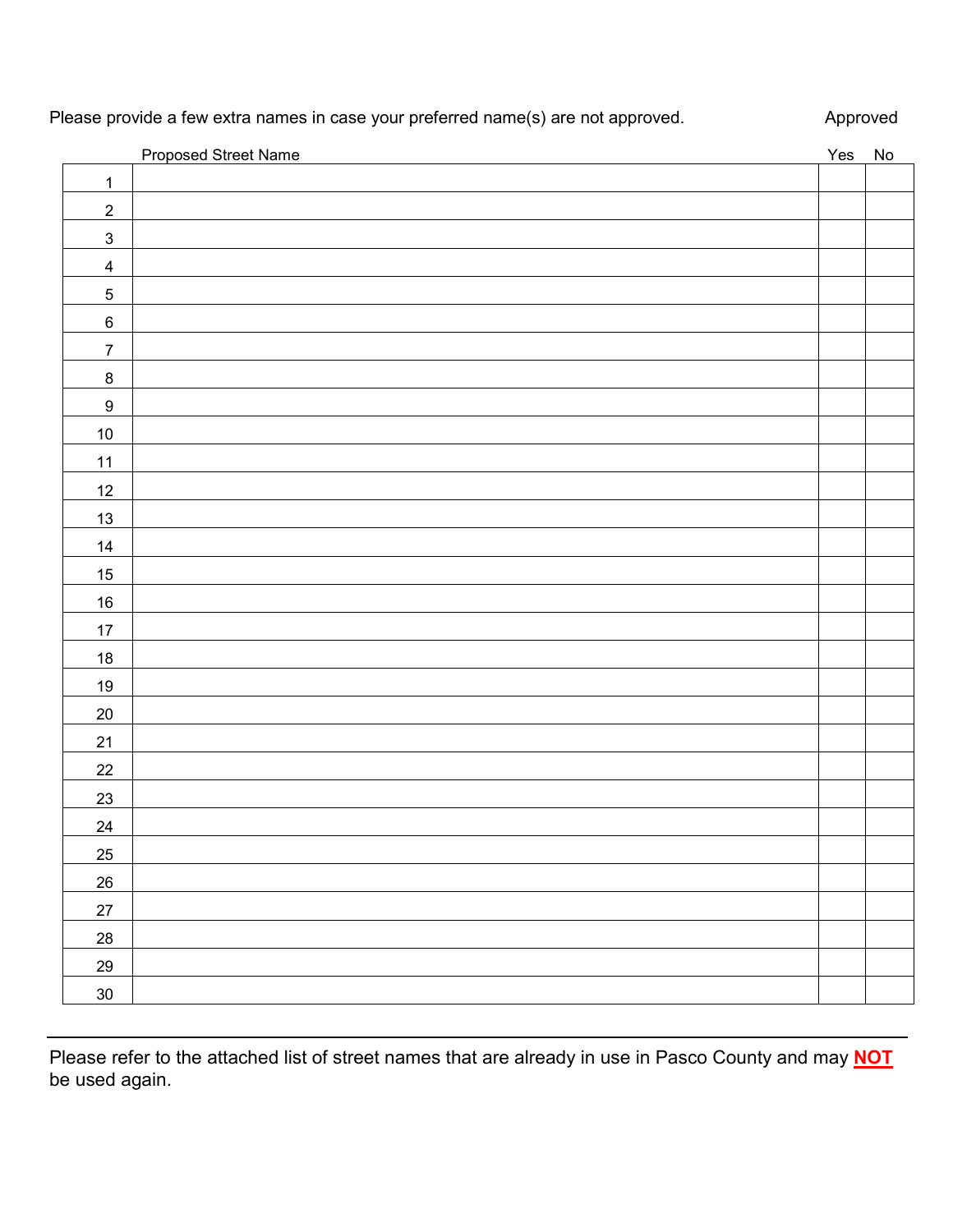Please provide a few extra names in case your preferred name(s) are not approved.

| | Proposed Street Name | Approved Yes | Approved No |
|---|---|---|---|
| 1 | | | |
| 2 | | | |
| 3 | | | |
| 4 | | | |
| 5 | | | |
| 6 | | | |
| 7 | | | |
| 8 | | | |
| 9 | | | |
| 10 | | | |
| 11 | | | |
| 12 | | | |
| 13 | | | |
| 14 | | | |
| 15 | | | |
| 16 | | | |
| 17 | | | |
| 18 | | | |
| 19 | | | |
| 20 | | | |
| 21 | | | |
| 22 | | | |
| 23 | | | |
| 24 | | | |
| 25 | | | |
| 26 | | | |
| 27 | | | |
| 28 | | | |
| 29 | | | |
| 30 | | | |

---

Please refer to the attached list of street names that are already in use in Pasco County and may **NOT** be used again.